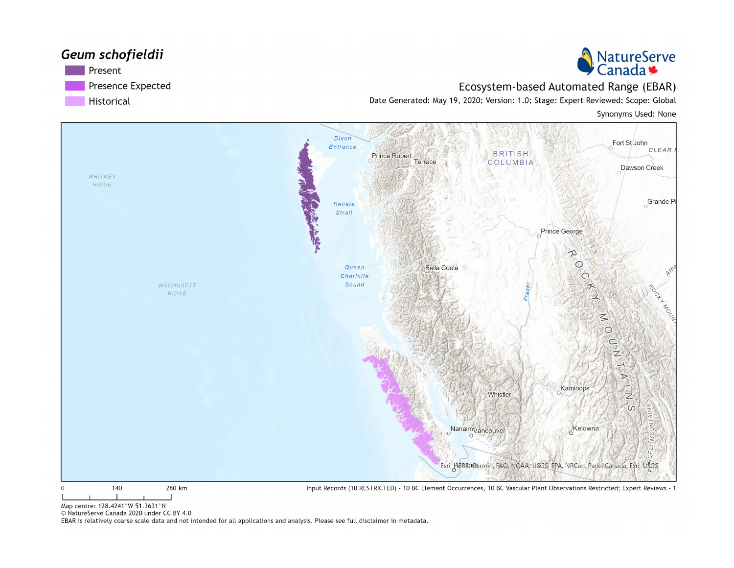# *Geum schofieldii*

- Present
- Presence Expected
- Historical

NatureServe Canada

Ecosystem-based Automated Range (EBAR)

Date Generated: May 19, 2020; Version: 1.0; Stage: Expert Reviewed; Scope: Global

Synonyms Used: None

0 140 280 km

Input Records (10 RESTRICTED) - 10 BC Element Occurrences, 10 BC Vascular Plant Observations Restricted; Expert Reviews - 1

Map centre: 128.4241°W 51.3631°N

© NatureServe Canada 2020 under CC BY 4.0

EBAR is relatively coarse scale data and not intended for all applications and analysis. Please see full disclaimer in metadata.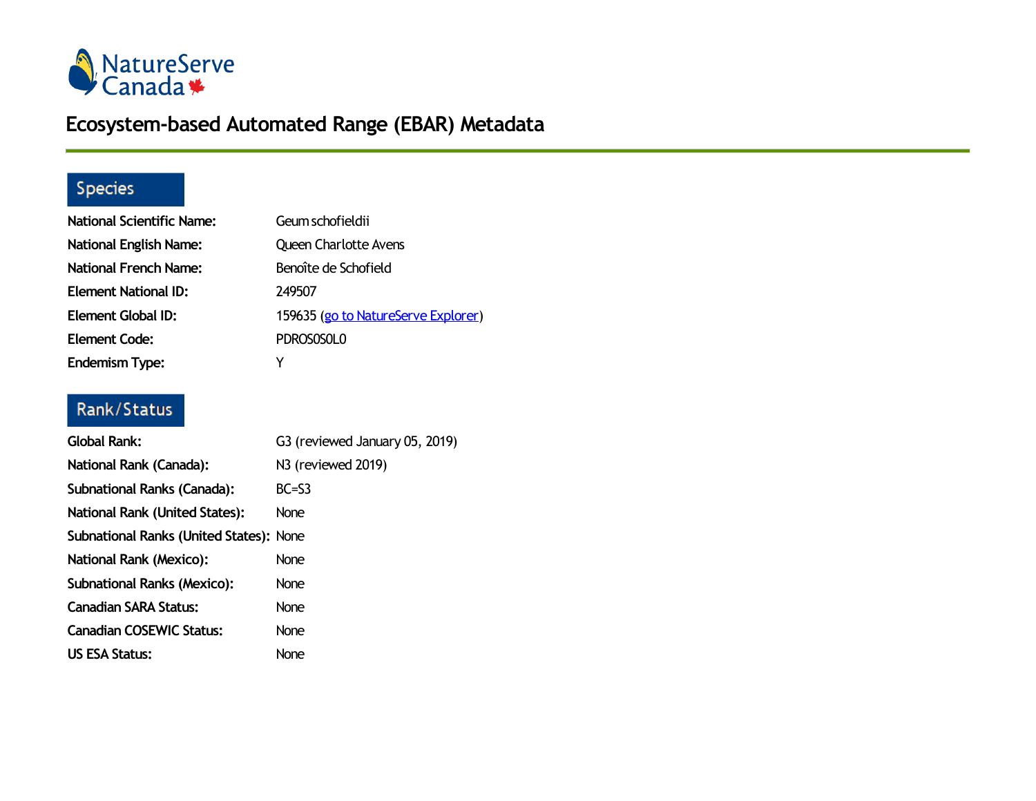NatureServe Canada

# Ecosystem-based Automated Range (EBAR) Metadata

## Species

| | |
|---|---|
| **National Scientific Name:** | Geum schofieldii |
| **National English Name:** | Queen Charlotte Avens |
| **National French Name:** | Benoîte de Schofield |
| **Element National ID:** | 249507 |
| **Element Global ID:** | 159635 (go to NatureServe Explorer) |
| **Element Code:** | PDROS0S0L0 |
| **Endemism Type:** | Y |

## Rank/Status

| | |
|---|---|
| **Global Rank:** | G3 (reviewed January 05, 2019) |
| **National Rank (Canada):** | N3 (reviewed 2019) |
| **Subnational Ranks (Canada):** | BC=S3 |
| **National Rank (United States):** | None |
| **Subnational Ranks (United States):** | None |
| **National Rank (Mexico):** | None |
| **Subnational Ranks (Mexico):** | None |
| **Canadian SARA Status:** | None |
| **Canadian COSEWIC Status:** | None |
| **US ESA Status:** | None |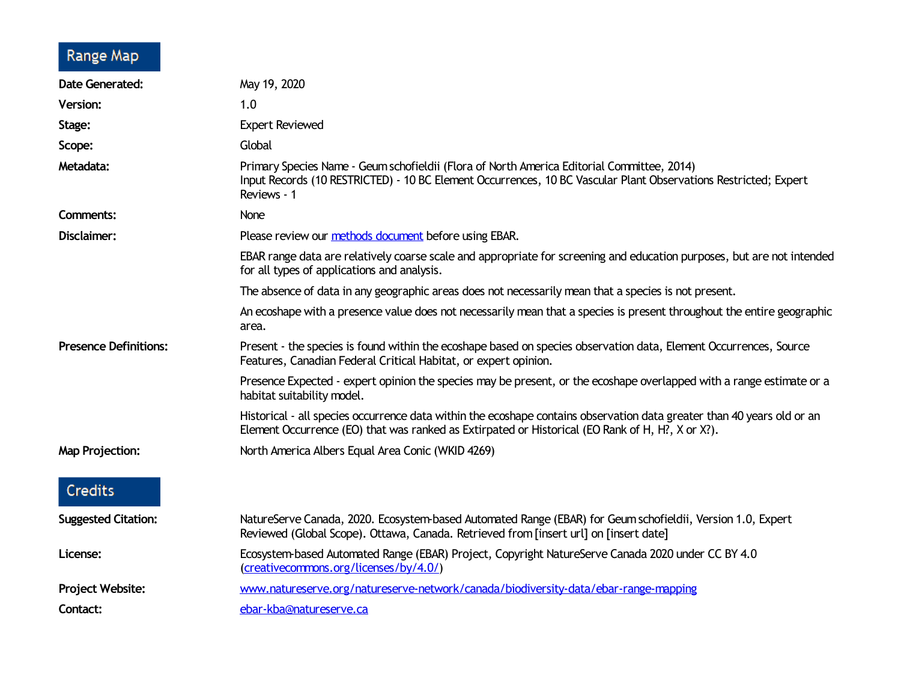## Range Map

**Date Generated:** May 19, 2020

**Version:** 1.0

**Stage:** Expert Reviewed

**Scope:** Global

**Metadata:** Primary Species Name - Geum schofieldii (Flora of North America Editorial Committee, 2014)
Input Records (10 RESTRICTED) - 10 BC Element Occurrences, 10 BC Vascular Plant Observations Restricted; Expert Reviews - 1

**Comments:** None

**Disclaimer:** Please review our [methods document](methods document) before using EBAR.

EBAR range data are relatively coarse scale and appropriate for screening and education purposes, but are not intended for all types of applications and analysis.

The absence of data in any geographic areas does not necessarily mean that a species is not present.

An ecoshape with a presence value does not necessarily mean that a species is present throughout the entire geographic area.

**Presence Definitions:** Present - the species is found within the ecoshape based on species observation data, Element Occurrences, Source Features, Canadian Federal Critical Habitat, or expert opinion.

Presence Expected - expert opinion the species may be present, or the ecoshape overlapped with a range estimate or a habitat suitability model.

Historical - all species occurrence data within the ecoshape contains observation data greater than 40 years old or an Element Occurrence (EO) that was ranked as Extirpated or Historical (EO Rank of H, H?, X or X?).

**Map Projection:** North America Albers Equal Area Conic (WKID 4269)

## Credits

**Suggested Citation:** NatureServe Canada, 2020. Ecosystem-based Automated Range (EBAR) for Geum schofieldii, Version 1.0, Expert Reviewed (Global Scope). Ottawa, Canada. Retrieved from [insert url] on [insert date]

**License:** Ecosystem-based Automated Range (EBAR) Project, Copyright NatureServe Canada 2020 under CC BY 4.0 (creativecommons.org/licenses/by/4.0/)

**Project Website:** www.natureserve.org/natureserve-network/canada/biodiversity-data/ebar-range-mapping

**Contact:** ebar-kba@natureserve.ca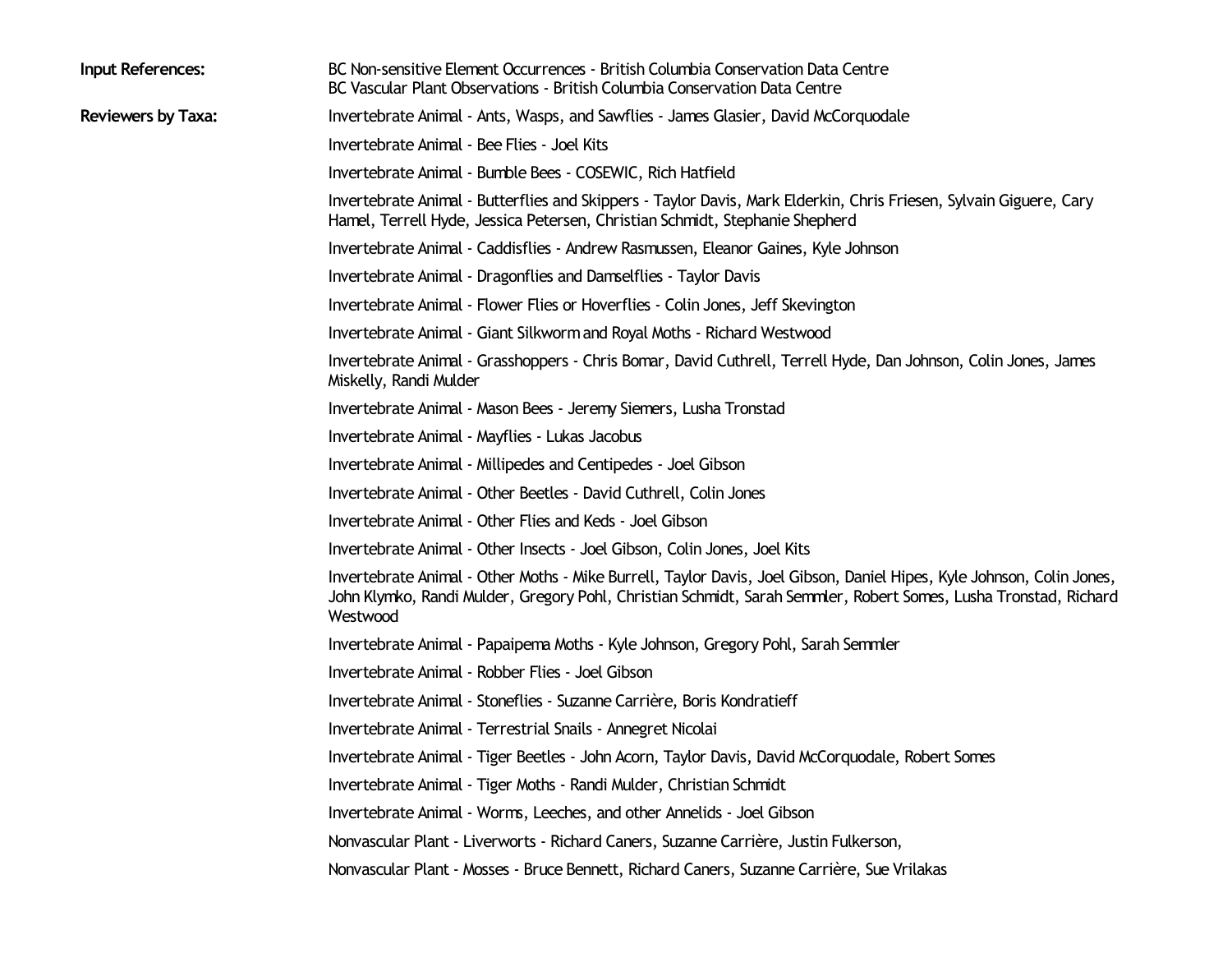**Input References:** BC Non-sensitive Element Occurrences - British Columbia Conservation Data Centre
BC Vascular Plant Observations - British Columbia Conservation Data Centre

**Reviewers by Taxa:**

Invertebrate Animal - Ants, Wasps, and Sawflies - James Glasier, David McCorquodale

Invertebrate Animal - Bee Flies - Joel Kits

Invertebrate Animal - Bumble Bees - COSEWIC, Rich Hatfield

Invertebrate Animal - Butterflies and Skippers - Taylor Davis, Mark Elderkin, Chris Friesen, Sylvain Giguere, Cary Hamel, Terrell Hyde, Jessica Petersen, Christian Schmidt, Stephanie Shepherd

Invertebrate Animal - Caddisflies - Andrew Rasmussen, Eleanor Gaines, Kyle Johnson

Invertebrate Animal - Dragonflies and Damselflies - Taylor Davis

Invertebrate Animal - Flower Flies or Hoverflies - Colin Jones, Jeff Skevington

Invertebrate Animal - Giant Silkworm and Royal Moths - Richard Westwood

Invertebrate Animal - Grasshoppers - Chris Bomar, David Cuthrell, Terrell Hyde, Dan Johnson, Colin Jones, James Miskelly, Randi Mulder

Invertebrate Animal - Mason Bees - Jeremy Siemers, Lusha Tronstad

Invertebrate Animal - Mayflies - Lukas Jacobus

Invertebrate Animal - Millipedes and Centipedes - Joel Gibson

Invertebrate Animal - Other Beetles - David Cuthrell, Colin Jones

Invertebrate Animal - Other Flies and Keds - Joel Gibson

Invertebrate Animal - Other Insects - Joel Gibson, Colin Jones, Joel Kits

Invertebrate Animal - Other Moths - Mike Burrell, Taylor Davis, Joel Gibson, Daniel Hipes, Kyle Johnson, Colin Jones, John Klymko, Randi Mulder, Gregory Pohl, Christian Schmidt, Sarah Semmler, Robert Somes, Lusha Tronstad, Richard Westwood

Invertebrate Animal - Papaipema Moths - Kyle Johnson, Gregory Pohl, Sarah Semmler

Invertebrate Animal - Robber Flies - Joel Gibson

Invertebrate Animal - Stoneflies - Suzanne Carrière, Boris Kondratieff

Invertebrate Animal - Terrestrial Snails - Annegret Nicolai

Invertebrate Animal - Tiger Beetles - John Acorn, Taylor Davis, David McCorquodale, Robert Somes

Invertebrate Animal - Tiger Moths - Randi Mulder, Christian Schmidt

Invertebrate Animal - Worms, Leeches, and other Annelids - Joel Gibson

Nonvascular Plant - Liverworts - Richard Caners, Suzanne Carrière, Justin Fulkerson,

Nonvascular Plant - Mosses - Bruce Bennett, Richard Caners, Suzanne Carrière, Sue Vrilakas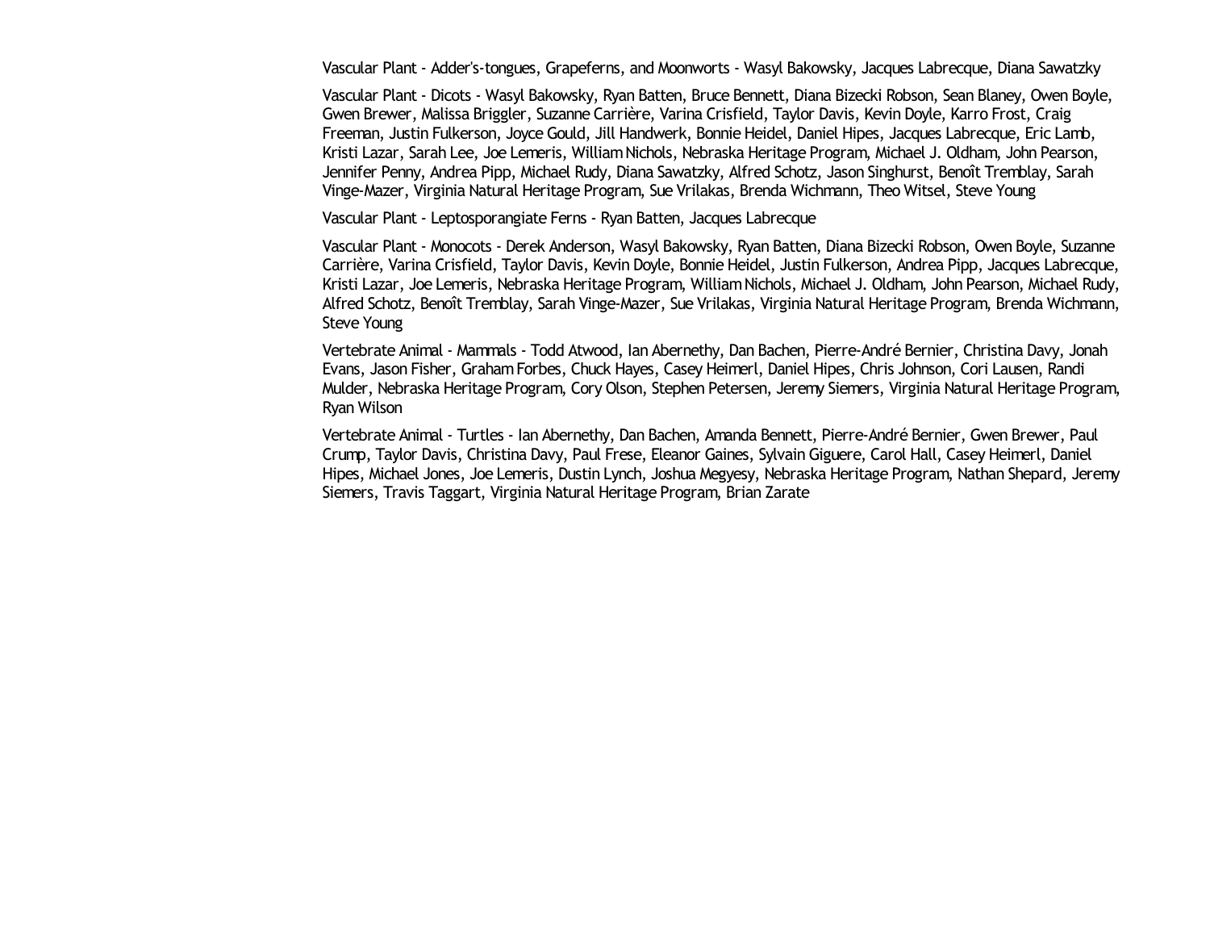Vascular Plant - Adder's-tongues, Grapeferns, and Moonworts - Wasyl Bakowsky, Jacques Labrecque, Diana Sawatzky

Vascular Plant - Dicots - Wasyl Bakowsky, Ryan Batten, Bruce Bennett, Diana Bizecki Robson, Sean Blaney, Owen Boyle, Gwen Brewer, Malissa Briggler, Suzanne Carrière, Varina Crisfield, Taylor Davis, Kevin Doyle, Karro Frost, Craig Freeman, Justin Fulkerson, Joyce Gould, Jill Handwerk, Bonnie Heidel, Daniel Hipes, Jacques Labrecque, Eric Lamb, Kristi Lazar, Sarah Lee, Joe Lemeris, William Nichols, Nebraska Heritage Program, Michael J. Oldham, John Pearson, Jennifer Penny, Andrea Pipp, Michael Rudy, Diana Sawatzky, Alfred Schotz, Jason Singhurst, Benoît Tremblay, Sarah Vinge-Mazer, Virginia Natural Heritage Program, Sue Vrilakas, Brenda Wichmann, Theo Witsel, Steve Young

Vascular Plant - Leptosporangiate Ferns - Ryan Batten, Jacques Labrecque

Vascular Plant - Monocots - Derek Anderson, Wasyl Bakowsky, Ryan Batten, Diana Bizecki Robson, Owen Boyle, Suzanne Carrière, Varina Crisfield, Taylor Davis, Kevin Doyle, Bonnie Heidel, Justin Fulkerson, Andrea Pipp, Jacques Labrecque, Kristi Lazar, Joe Lemeris, Nebraska Heritage Program, William Nichols, Michael J. Oldham, John Pearson, Michael Rudy, Alfred Schotz, Benoît Tremblay, Sarah Vinge-Mazer, Sue Vrilakas, Virginia Natural Heritage Program, Brenda Wichmann, Steve Young

Vertebrate Animal - Mammals - Todd Atwood, Ian Abernethy, Dan Bachen, Pierre-André Bernier, Christina Davy, Jonah Evans, Jason Fisher, Graham Forbes, Chuck Hayes, Casey Heimerl, Daniel Hipes, Chris Johnson, Cori Lausen, Randi Mulder, Nebraska Heritage Program, Cory Olson, Stephen Petersen, Jeremy Siemers, Virginia Natural Heritage Program, Ryan Wilson

Vertebrate Animal - Turtles - Ian Abernethy, Dan Bachen, Amanda Bennett, Pierre-André Bernier, Gwen Brewer, Paul Crump, Taylor Davis, Christina Davy, Paul Frese, Eleanor Gaines, Sylvain Giguere, Carol Hall, Casey Heimerl, Daniel Hipes, Michael Jones, Joe Lemeris, Dustin Lynch, Joshua Megyesy, Nebraska Heritage Program, Nathan Shepard, Jeremy Siemers, Travis Taggart, Virginia Natural Heritage Program, Brian Zarate